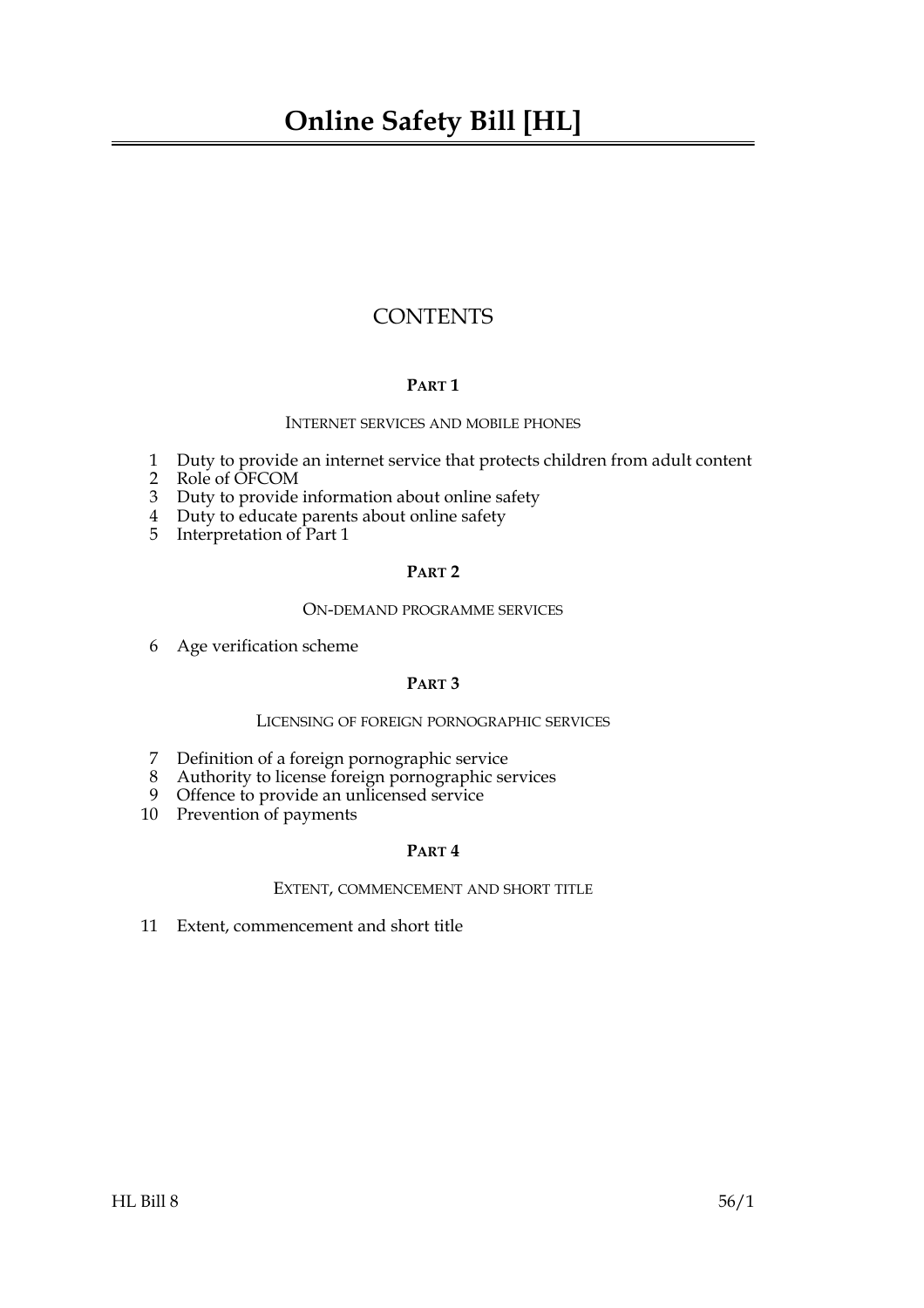# Online Safety Bill [HL]

## CONTENTS

### PART 1

INTERNET SERVICES AND MOBILE PHONES

1 Duty to provide an internet service that protects children from adult content
2 Role of OFCOM
3 Duty to provide information about online safety
4 Duty to educate parents about online safety
5 Interpretation of Part 1

### PART 2

ON-DEMAND PROGRAMME SERVICES

6 Age verification scheme

### PART 3

LICENSING OF FOREIGN PORNOGRAPHIC SERVICES

7 Definition of a foreign pornographic service
8 Authority to license foreign pornographic services
9 Offence to provide an unlicensed service
10 Prevention of payments

### PART 4

EXTENT, COMMENCEMENT AND SHORT TITLE

11 Extent, commencement and short title

HL Bill 8 56/1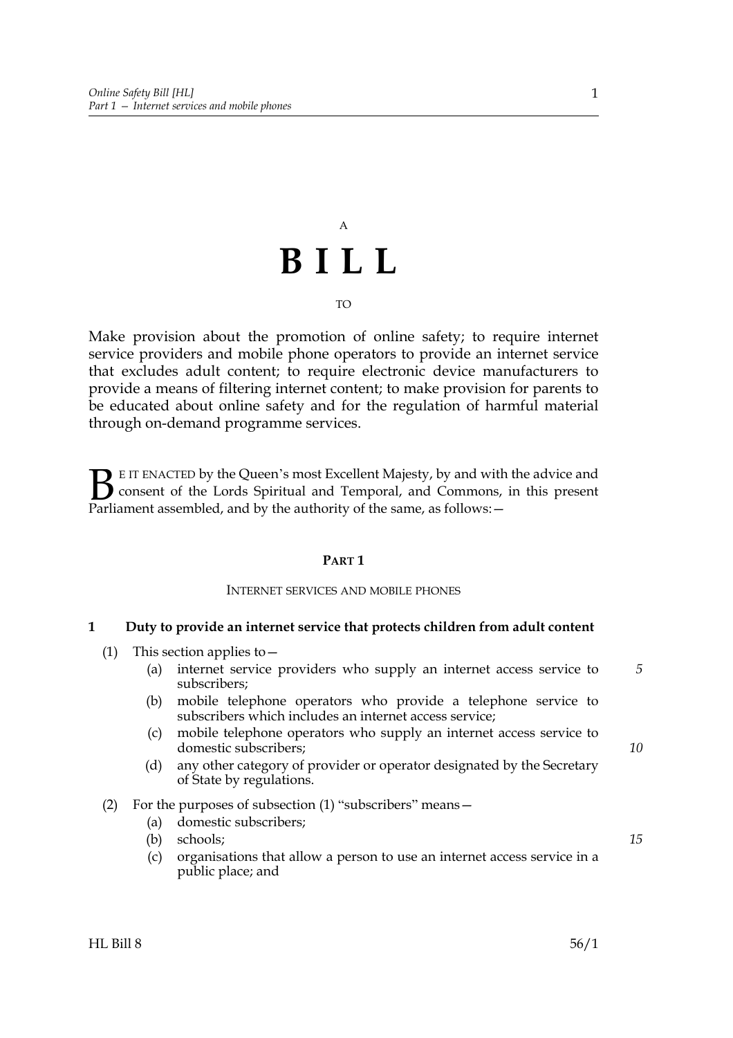A

# B I L L

TO

Make provision about the promotion of online safety; to require internet service providers and mobile phone operators to provide an internet service that excludes adult content; to require electronic device manufacturers to provide a means of filtering internet content; to make provision for parents to be educated about online safety and for the regulation of harmful material through on-demand programme services.

BE IT ENACTED by the Queen's most Excellent Majesty, by and with the advice and consent of the Lords Spiritual and Temporal, and Commons, in this present Parliament assembled, and by the authority of the same, as follows:—

## PART 1

### INTERNET SERVICES AND MOBILE PHONES

**1 Duty to provide an internet service that protects children from adult content**

(1) This section applies to—

(a) internet service providers who supply an internet access service to subscribers;

(b) mobile telephone operators who provide a telephone service to subscribers which includes an internet access service;

(c) mobile telephone operators who supply an internet access service to domestic subscribers;

(d) any other category of provider or operator designated by the Secretary of State by regulations.

(2) For the purposes of subsection (1) "subscribers" means—

(a) domestic subscribers;

(b) schools;

(c) organisations that allow a person to use an internet access service in a public place; and

HL Bill 8 56/1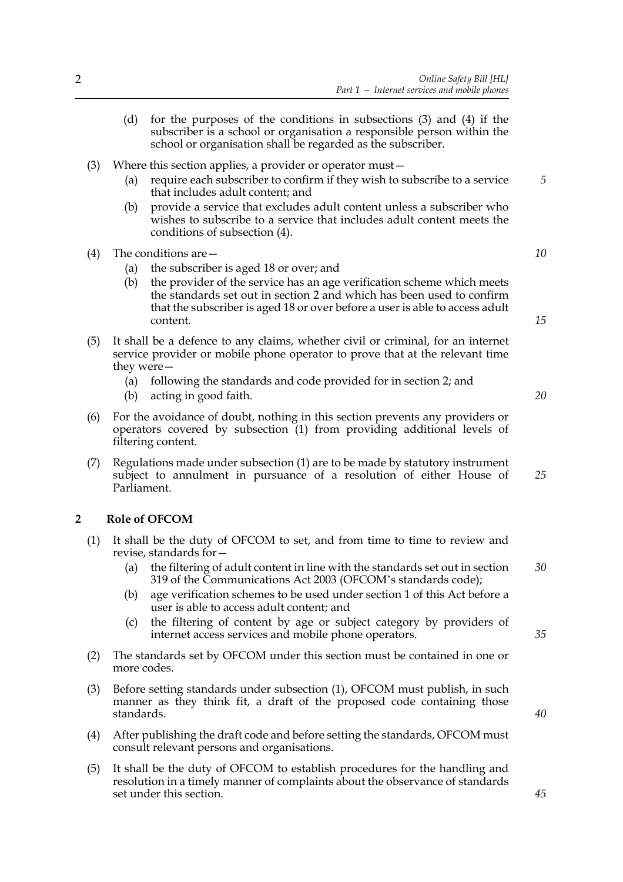(d) for the purposes of the conditions in subsections (3) and (4) if the subscriber is a school or organisation a responsible person within the school or organisation shall be regarded as the subscriber.

(3) Where this section applies, a provider or operator must—

(a) require each subscriber to confirm if they wish to subscribe to a service that includes adult content; and

(b) provide a service that excludes adult content unless a subscriber who wishes to subscribe to a service that includes adult content meets the conditions of subsection (4).

(4) The conditions are—

(a) the subscriber is aged 18 or over; and

(b) the provider of the service has an age verification scheme which meets the standards set out in section 2 and which has been used to confirm that the subscriber is aged 18 or over before a user is able to access adult content.

(5) It shall be a defence to any claims, whether civil or criminal, for an internet service provider or mobile phone operator to prove that at the relevant time they were—

(a) following the standards and code provided for in section 2; and

(b) acting in good faith.

(6) For the avoidance of doubt, nothing in this section prevents any providers or operators covered by subsection (1) from providing additional levels of filtering content.

(7) Regulations made under subsection (1) are to be made by statutory instrument subject to annulment in pursuance of a resolution of either House of Parliament.

## 2 Role of OFCOM

(1) It shall be the duty of OFCOM to set, and from time to time to review and revise, standards for—

(a) the filtering of adult content in line with the standards set out in section 319 of the Communications Act 2003 (OFCOM's standards code);

(b) age verification schemes to be used under section 1 of this Act before a user is able to access adult content; and

(c) the filtering of content by age or subject category by providers of internet access services and mobile phone operators.

(2) The standards set by OFCOM under this section must be contained in one or more codes.

(3) Before setting standards under subsection (1), OFCOM must publish, in such manner as they think fit, a draft of the proposed code containing those standards.

(4) After publishing the draft code and before setting the standards, OFCOM must consult relevant persons and organisations.

(5) It shall be the duty of OFCOM to establish procedures for the handling and resolution in a timely manner of complaints about the observance of standards set under this section.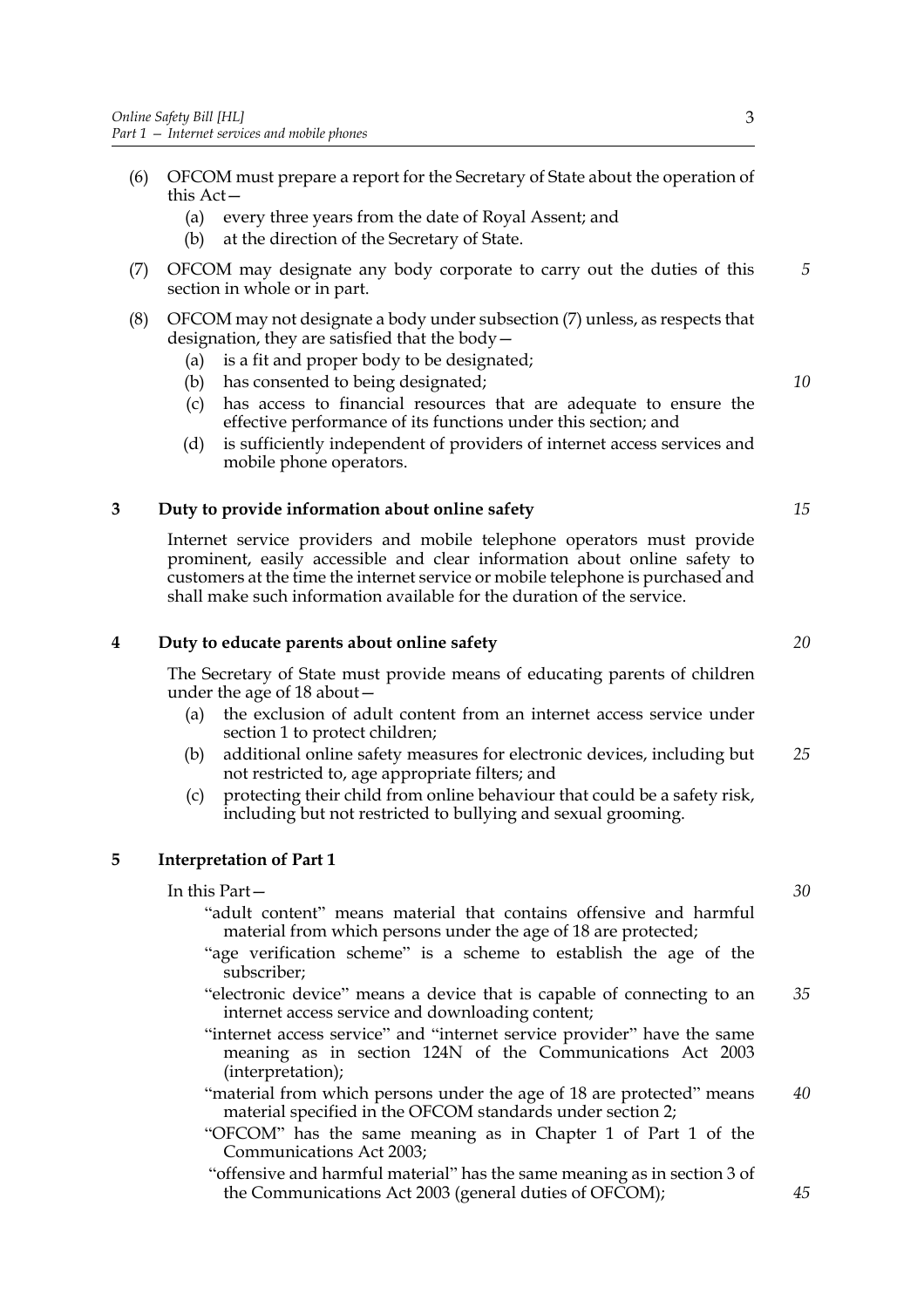(6) OFCOM must prepare a report for the Secretary of State about the operation of this Act—

   (a) every three years from the date of Royal Assent; and

   (b) at the direction of the Secretary of State.

(7) OFCOM may designate any body corporate to carry out the duties of this section in whole or in part.

(8) OFCOM may not designate a body under subsection (7) unless, as respects that designation, they are satisfied that the body—

   (a) is a fit and proper body to be designated;

   (b) has consented to being designated;

   (c) has access to financial resources that are adequate to ensure the effective performance of its functions under this section; and

   (d) is sufficiently independent of providers of internet access services and mobile phone operators.

## 3 Duty to provide information about online safety

Internet service providers and mobile telephone operators must provide prominent, easily accessible and clear information about online safety to customers at the time the internet service or mobile telephone is purchased and shall make such information available for the duration of the service.

## 4 Duty to educate parents about online safety

The Secretary of State must provide means of educating parents of children under the age of 18 about—

   (a) the exclusion of adult content from an internet access service under section 1 to protect children;

   (b) additional online safety measures for electronic devices, including but not restricted to, age appropriate filters; and

   (c) protecting their child from online behaviour that could be a safety risk, including but not restricted to bullying and sexual grooming.

## 5 Interpretation of Part 1

In this Part—

"adult content" means material that contains offensive and harmful material from which persons under the age of 18 are protected;

"age verification scheme" is a scheme to establish the age of the subscriber;

"electronic device" means a device that is capable of connecting to an internet access service and downloading content;

"internet access service" and "internet service provider" have the same meaning as in section 124N of the Communications Act 2003 (interpretation);

"material from which persons under the age of 18 are protected" means material specified in the OFCOM standards under section 2;

"OFCOM" has the same meaning as in Chapter 1 of Part 1 of the Communications Act 2003;

"offensive and harmful material" has the same meaning as in section 3 of the Communications Act 2003 (general duties of OFCOM);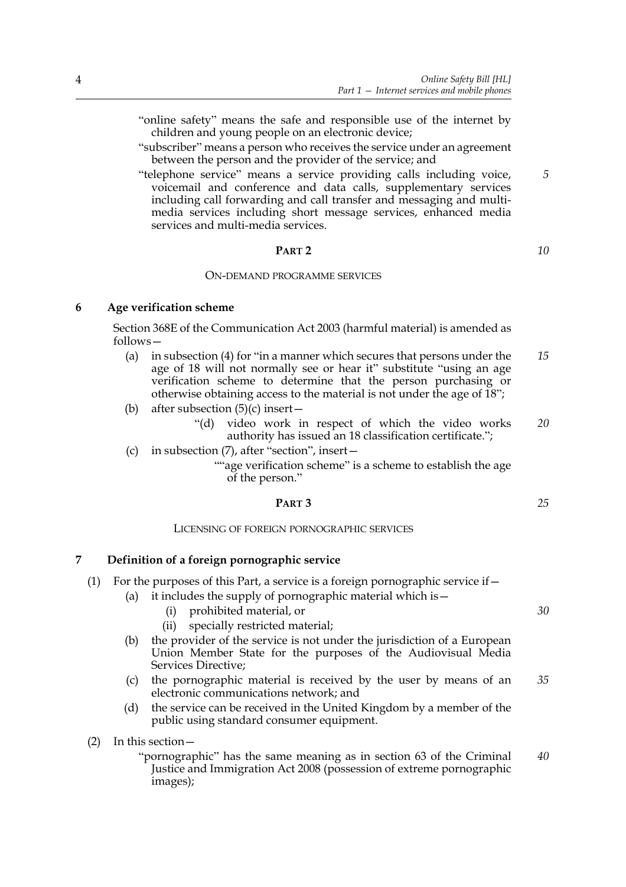"online safety" means the safe and responsible use of the internet by children and young people on an electronic device;

"subscriber" means a person who receives the service under an agreement between the person and the provider of the service; and

"telephone service" means a service providing calls including voice, voicemail and conference and data calls, supplementary services including call forwarding and call transfer and messaging and multi-media services including short message services, enhanced media services and multi-media services.

## PART 2

### ON-DEMAND PROGRAMME SERVICES

**6 Age verification scheme**

Section 368E of the Communication Act 2003 (harmful material) is amended as follows—

(a) in subsection (4) for "in a manner which secures that persons under the age of 18 will not normally see or hear it" substitute "using an age verification scheme to determine that the person purchasing or otherwise obtaining access to the material is not under the age of 18";

(b) after subsection (5)(c) insert—

"(d) video work in respect of which the video works authority has issued an 18 classification certificate.";

(c) in subsection (7), after "section", insert—

""age verification scheme" is a scheme to establish the age of the person."

## PART 3

### LICENSING OF FOREIGN PORNOGRAPHIC SERVICES

**7 Definition of a foreign pornographic service**

(1) For the purposes of this Part, a service is a foreign pornographic service if—

(a) it includes the supply of pornographic material which is—

(i) prohibited material, or

(ii) specially restricted material;

(b) the provider of the service is not under the jurisdiction of a European Union Member State for the purposes of the Audiovisual Media Services Directive;

(c) the pornographic material is received by the user by means of an electronic communications network; and

(d) the service can be received in the United Kingdom by a member of the public using standard consumer equipment.

(2) In this section—

"pornographic" has the same meaning as in section 63 of the Criminal Justice and Immigration Act 2008 (possession of extreme pornographic images);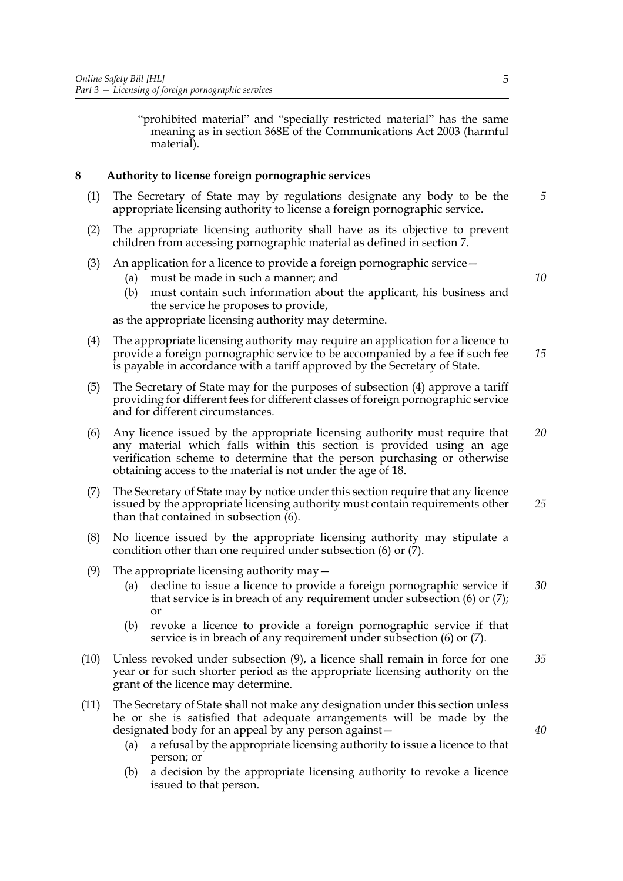"prohibited material" and "specially restricted material" has the same meaning as in section 368E of the Communications Act 2003 (harmful material).

**8 Authority to license foreign pornographic services**

(1) The Secretary of State may by regulations designate any body to be the appropriate licensing authority to license a foreign pornographic service.

(2) The appropriate licensing authority shall have as its objective to prevent children from accessing pornographic material as defined in section 7.

(3) An application for a licence to provide a foreign pornographic service—
  (a) must be made in such a manner; and
  (b) must contain such information about the applicant, his business and the service he proposes to provide,

as the appropriate licensing authority may determine.

(4) The appropriate licensing authority may require an application for a licence to provide a foreign pornographic service to be accompanied by a fee if such fee is payable in accordance with a tariff approved by the Secretary of State.

(5) The Secretary of State may for the purposes of subsection (4) approve a tariff providing for different fees for different classes of foreign pornographic service and for different circumstances.

(6) Any licence issued by the appropriate licensing authority must require that any material which falls within this section is provided using an age verification scheme to determine that the person purchasing or otherwise obtaining access to the material is not under the age of 18.

(7) The Secretary of State may by notice under this section require that any licence issued by the appropriate licensing authority must contain requirements other than that contained in subsection (6).

(8) No licence issued by the appropriate licensing authority may stipulate a condition other than one required under subsection (6) or (7).

(9) The appropriate licensing authority may—
  (a) decline to issue a licence to provide a foreign pornographic service if that service is in breach of any requirement under subsection (6) or (7); or
  (b) revoke a licence to provide a foreign pornographic service if that service is in breach of any requirement under subsection (6) or (7).

(10) Unless revoked under subsection (9), a licence shall remain in force for one year or for such shorter period as the appropriate licensing authority on the grant of the licence may determine.

(11) The Secretary of State shall not make any designation under this section unless he or she is satisfied that adequate arrangements will be made by the designated body for an appeal by any person against—
  (a) a refusal by the appropriate licensing authority to issue a licence to that person; or
  (b) a decision by the appropriate licensing authority to revoke a licence issued to that person.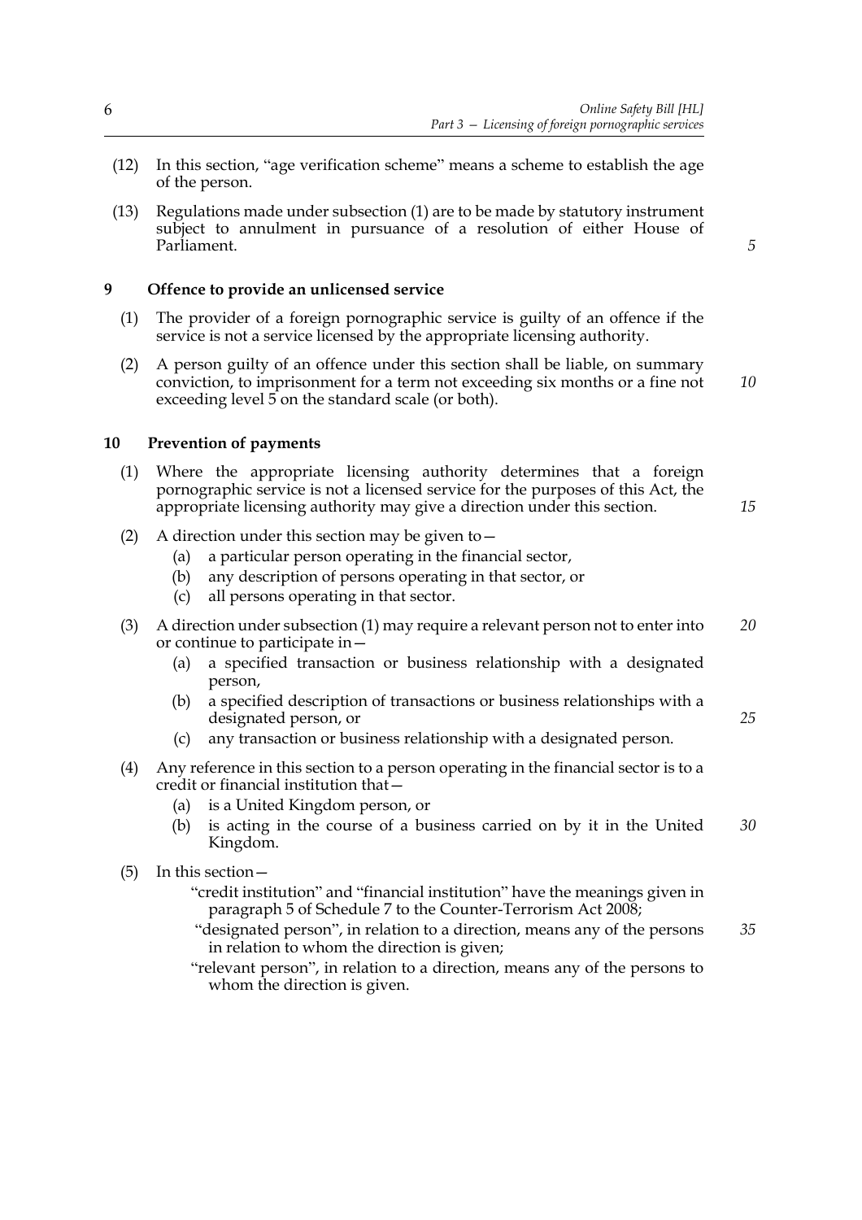(12) In this section, "age verification scheme" means a scheme to establish the age of the person.

(13) Regulations made under subsection (1) are to be made by statutory instrument subject to annulment in pursuance of a resolution of either House of Parliament.

## 9 Offence to provide an unlicensed service

(1) The provider of a foreign pornographic service is guilty of an offence if the service is not a service licensed by the appropriate licensing authority.

(2) A person guilty of an offence under this section shall be liable, on summary conviction, to imprisonment for a term not exceeding six months or a fine not exceeding level 5 on the standard scale (or both).

## 10 Prevention of payments

(1) Where the appropriate licensing authority determines that a foreign pornographic service is not a licensed service for the purposes of this Act, the appropriate licensing authority may give a direction under this section.

(2) A direction under this section may be given to—
 (a) a particular person operating in the financial sector,
 (b) any description of persons operating in that sector, or
 (c) all persons operating in that sector.

(3) A direction under subsection (1) may require a relevant person not to enter into or continue to participate in—
 (a) a specified transaction or business relationship with a designated person,
 (b) a specified description of transactions or business relationships with a designated person, or
 (c) any transaction or business relationship with a designated person.

(4) Any reference in this section to a person operating in the financial sector is to a credit or financial institution that—
 (a) is a United Kingdom person, or
 (b) is acting in the course of a business carried on by it in the United Kingdom.

(5) In this section—

"credit institution" and "financial institution" have the meanings given in paragraph 5 of Schedule 7 to the Counter-Terrorism Act 2008;

"designated person", in relation to a direction, means any of the persons in relation to whom the direction is given;

"relevant person", in relation to a direction, means any of the persons to whom the direction is given.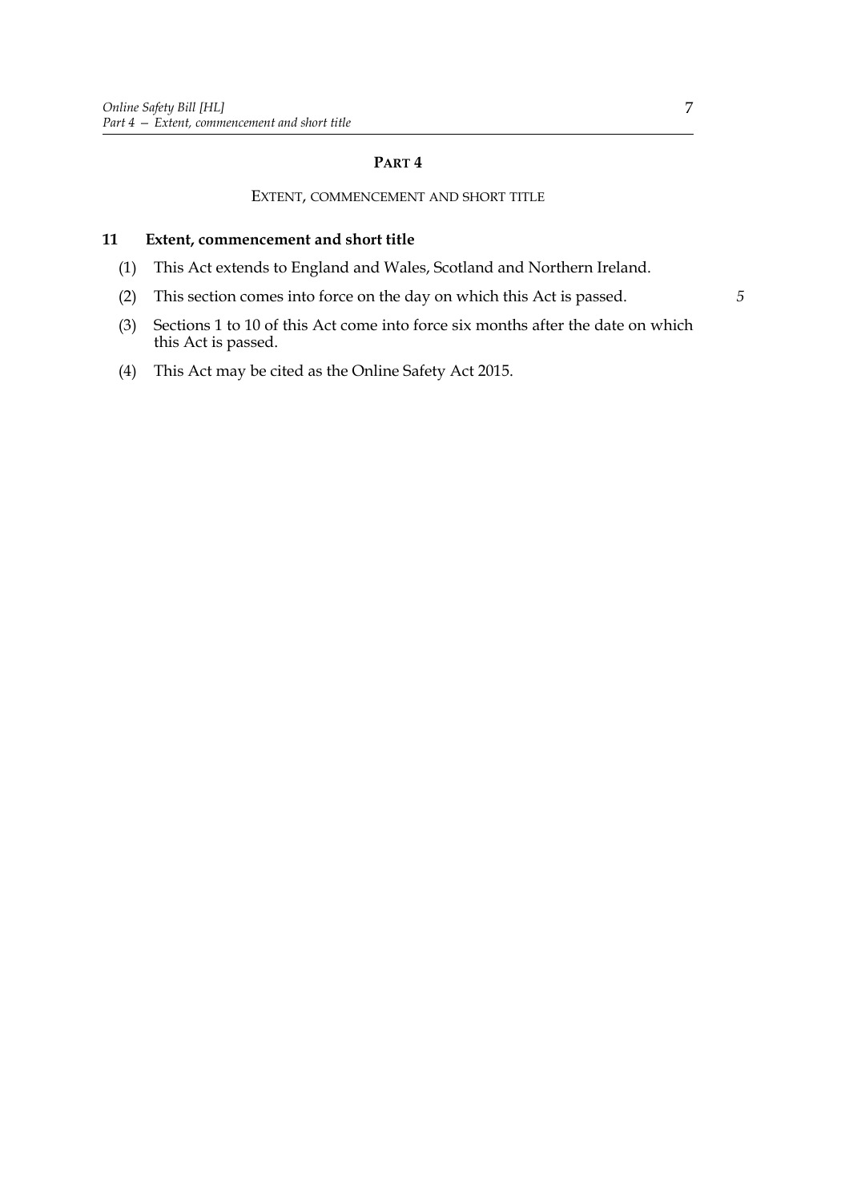## PART 4

### EXTENT, COMMENCEMENT AND SHORT TITLE

**11 Extent, commencement and short title**

(1) This Act extends to England and Wales, Scotland and Northern Ireland.

(2) This section comes into force on the day on which this Act is passed.

(3) Sections 1 to 10 of this Act come into force six months after the date on which this Act is passed.

(4) This Act may be cited as the Online Safety Act 2015.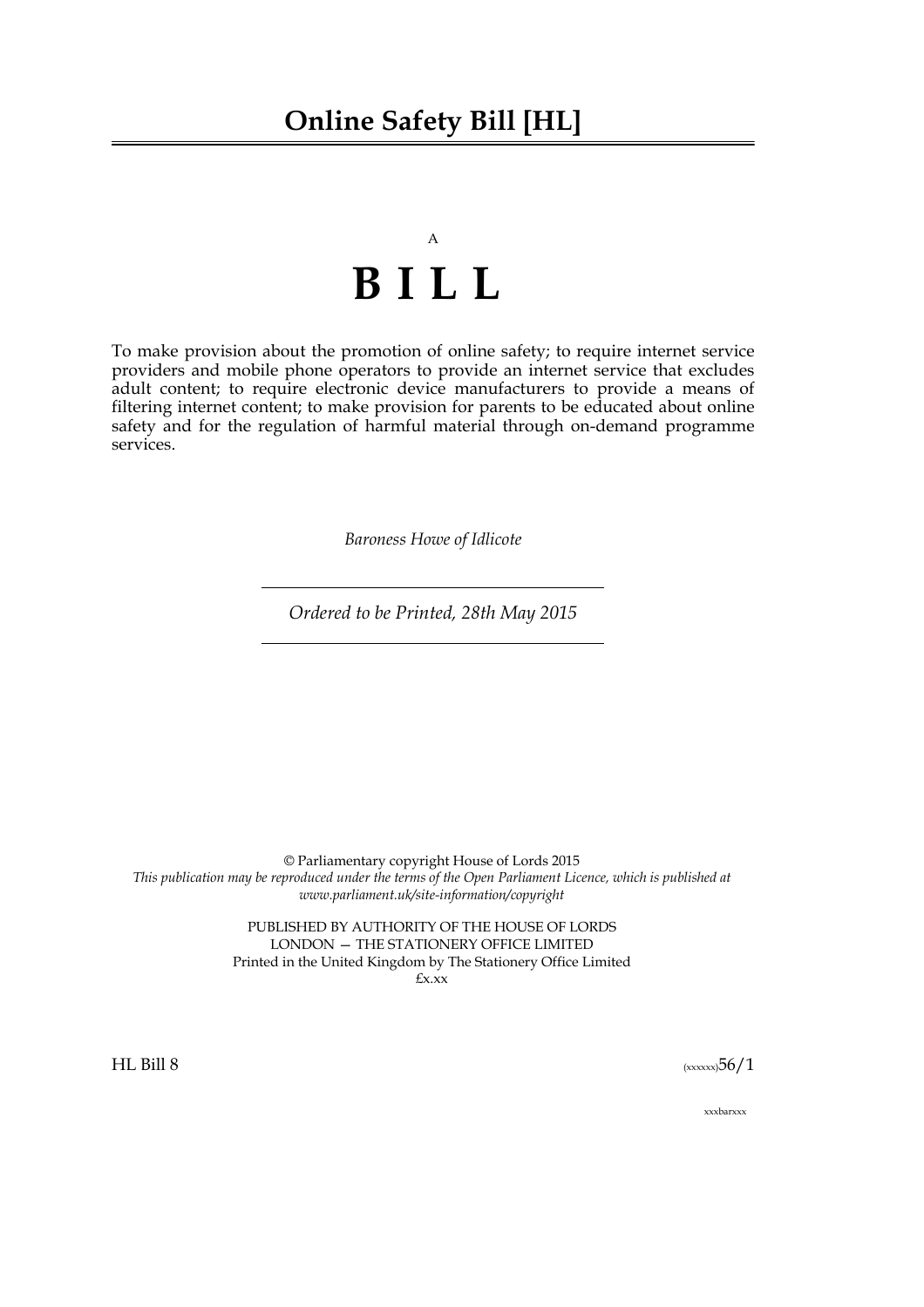# Online Safety Bill [HL]

A

# B I L L

To make provision about the promotion of online safety; to require internet service providers and mobile phone operators to provide an internet service that excludes adult content; to require electronic device manufacturers to provide a means of filtering internet content; to make provision for parents to be educated about online safety and for the regulation of harmful material through on-demand programme services.

*Baroness Howe of Idlicote*

---

*Ordered to be Printed, 28th May 2015*

---

© Parliamentary copyright House of Lords 2015
*This publication may be reproduced under the terms of the Open Parliament Licence, which is published at www.parliament.uk/site-information/copyright*

PUBLISHED BY AUTHORITY OF THE HOUSE OF LORDS
LONDON — THE STATIONERY OFFICE LIMITED
Printed in the United Kingdom by The Stationery Office Limited
£x.xx

HL Bill 8 (xxxxxx)56/1

xxxbarxxx